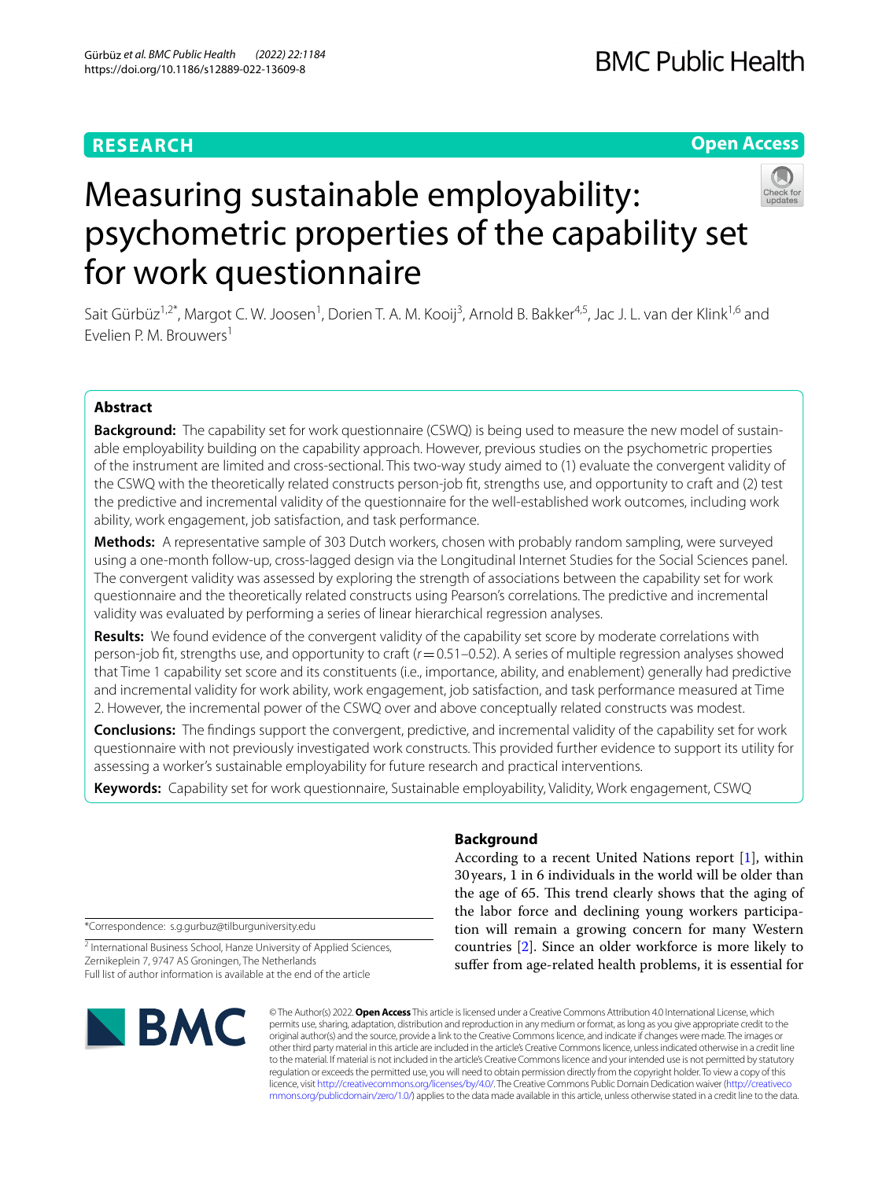RESEARCH

Open Access

# Measuring sustainable employability: psychometric properties of the capability set for work questionnaire

Sait Gürbüz[1,2*], Margot C. W. Joosen[1], Dorien T. A. M. Kooij[3], Arnold B. Bakker[4,5], Jac J. L. van der Klink[1,6] and Evelien P. M. Brouwers[1]

## Abstract

**Background:** The capability set for work questionnaire (CSWQ) is being used to measure the new model of sustainable employability building on the capability approach. However, previous studies on the psychometric properties of the instrument are limited and cross-sectional. This two-way study aimed to (1) evaluate the convergent validity of the CSWQ with the theoretically related constructs person-job fit, strengths use, and opportunity to craft and (2) test the predictive and incremental validity of the questionnaire for the well-established work outcomes, including work ability, work engagement, job satisfaction, and task performance.

**Methods:** A representative sample of 303 Dutch workers, chosen with probably random sampling, were surveyed using a one-month follow-up, cross-lagged design via the Longitudinal Internet Studies for the Social Sciences panel. The convergent validity was assessed by exploring the strength of associations between the capability set for work questionnaire and the theoretically related constructs using Pearson's correlations. The predictive and incremental validity was evaluated by performing a series of linear hierarchical regression analyses.

**Results:** We found evidence of the convergent validity of the capability set score by moderate correlations with person-job fit, strengths use, and opportunity to craft ($r=0.51–0.52$). A series of multiple regression analyses showed that Time 1 capability set score and its constituents (i.e., importance, ability, and enablement) generally had predictive and incremental validity for work ability, work engagement, job satisfaction, and task performance measured at Time 2. However, the incremental power of the CSWQ over and above conceptually related constructs was modest.

**Conclusions:** The findings support the convergent, predictive, and incremental validity of the capability set for work questionnaire with not previously investigated work constructs. This provided further evidence to support its utility for assessing a worker's sustainable employability for future research and practical interventions.

**Keywords:** Capability set for work questionnaire, Sustainable employability, Validity, Work engagement, CSWQ

*Correspondence: s.g.gurbuz@tilburguniversity.edu

[2] International Business School, Hanze University of Applied Sciences, Zernikeplein 7, 9747 AS Groningen, The Netherlands
Full list of author information is available at the end of the article

## Background

According to a recent United Nations report [1], within 30 years, 1 in 6 individuals in the world will be older than the age of 65. This trend clearly shows that the aging of the labor force and declining young workers participation will remain a growing concern for many Western countries [2]. Since an older workforce is more likely to suffer from age-related health problems, it is essential for

© The Author(s) 2022. **Open Access** This article is licensed under a Creative Commons Attribution 4.0 International License, which permits use, sharing, adaptation, distribution and reproduction in any medium or format, as long as you give appropriate credit to the original author(s) and the source, provide a link to the Creative Commons licence, and indicate if changes were made. The images or other third party material in this article are included in the article's Creative Commons licence, unless indicated otherwise in a credit line to the material. If material is not included in the article's Creative Commons licence and your intended use is not permitted by statutory regulation or exceeds the permitted use, you will need to obtain permission directly from the copyright holder. To view a copy of this licence, visit http://creativecommons.org/licenses/by/4.0/. The Creative Commons Public Domain Dedication waiver (http://creativecommons.org/publicdomain/zero/1.0/) applies to the data made available in this article, unless otherwise stated in a credit line to the data.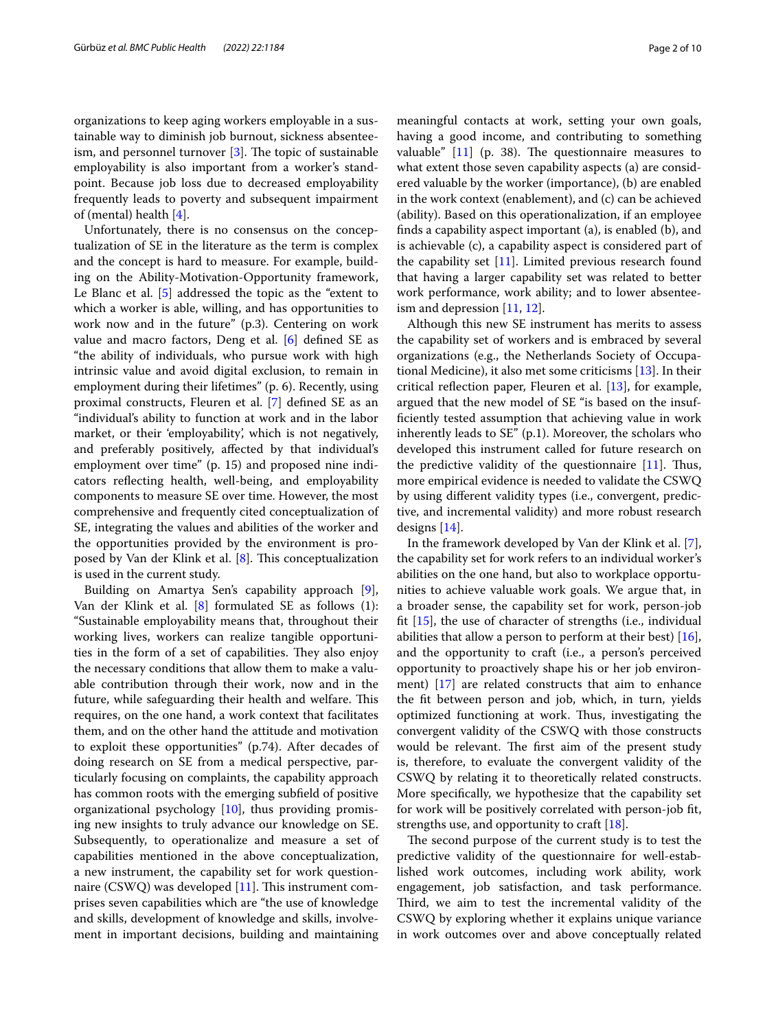organizations to keep aging workers employable in a sustainable way to diminish job burnout, sickness absenteeism, and personnel turnover [3]. The topic of sustainable employability is also important from a worker's standpoint. Because job loss due to decreased employability frequently leads to poverty and subsequent impairment of (mental) health [4].

Unfortunately, there is no consensus on the conceptualization of SE in the literature as the term is complex and the concept is hard to measure. For example, building on the Ability-Motivation-Opportunity framework, Le Blanc et al. [5] addressed the topic as the "extent to which a worker is able, willing, and has opportunities to work now and in the future" (p.3). Centering on work value and macro factors, Deng et al. [6] defined SE as "the ability of individuals, who pursue work with high intrinsic value and avoid digital exclusion, to remain in employment during their lifetimes" (p. 6). Recently, using proximal constructs, Fleuren et al. [7] defined SE as an "individual's ability to function at work and in the labor market, or their 'employability', which is not negatively, and preferably positively, affected by that individual's employment over time" (p. 15) and proposed nine indicators reflecting health, well-being, and employability components to measure SE over time. However, the most comprehensive and frequently cited conceptualization of SE, integrating the values and abilities of the worker and the opportunities provided by the environment is proposed by Van der Klink et al. [8]. This conceptualization is used in the current study.

Building on Amartya Sen's capability approach [9], Van der Klink et al. [8] formulated SE as follows (1): "Sustainable employability means that, throughout their working lives, workers can realize tangible opportunities in the form of a set of capabilities. They also enjoy the necessary conditions that allow them to make a valuable contribution through their work, now and in the future, while safeguarding their health and welfare. This requires, on the one hand, a work context that facilitates them, and on the other hand the attitude and motivation to exploit these opportunities" (p.74). After decades of doing research on SE from a medical perspective, particularly focusing on complaints, the capability approach has common roots with the emerging subfield of positive organizational psychology [10], thus providing promising new insights to truly advance our knowledge on SE. Subsequently, to operationalize and measure a set of capabilities mentioned in the above conceptualization, a new instrument, the capability set for work questionnaire (CSWQ) was developed [11]. This instrument comprises seven capabilities which are "the use of knowledge and skills, development of knowledge and skills, involvement in important decisions, building and maintaining meaningful contacts at work, setting your own goals, having a good income, and contributing to something valuable" [11] (p. 38). The questionnaire measures to what extent those seven capability aspects (a) are considered valuable by the worker (importance), (b) are enabled in the work context (enablement), and (c) can be achieved (ability). Based on this operationalization, if an employee finds a capability aspect important (a), is enabled (b), and is achievable (c), a capability aspect is considered part of the capability set [11]. Limited previous research found that having a larger capability set was related to better work performance, work ability; and to lower absenteeism and depression [11, 12].

Although this new SE instrument has merits to assess the capability set of workers and is embraced by several organizations (e.g., the Netherlands Society of Occupational Medicine), it also met some criticisms [13]. In their critical reflection paper, Fleuren et al. [13], for example, argued that the new model of SE "is based on the insufficiently tested assumption that achieving value in work inherently leads to SE" (p.1). Moreover, the scholars who developed this instrument called for future research on the predictive validity of the questionnaire [11]. Thus, more empirical evidence is needed to validate the CSWQ by using different validity types (i.e., convergent, predictive, and incremental validity) and more robust research designs [14].

In the framework developed by Van der Klink et al. [7], the capability set for work refers to an individual worker's abilities on the one hand, but also to workplace opportunities to achieve valuable work goals. We argue that, in a broader sense, the capability set for work, person-job fit [15], the use of character of strengths (i.e., individual abilities that allow a person to perform at their best) [16], and the opportunity to craft (i.e., a person's perceived opportunity to proactively shape his or her job environment) [17] are related constructs that aim to enhance the fit between person and job, which, in turn, yields optimized functioning at work. Thus, investigating the convergent validity of the CSWQ with those constructs would be relevant. The first aim of the present study is, therefore, to evaluate the convergent validity of the CSWQ by relating it to theoretically related constructs. More specifically, we hypothesize that the capability set for work will be positively correlated with person-job fit, strengths use, and opportunity to craft [18].

The second purpose of the current study is to test the predictive validity of the questionnaire for well-established work outcomes, including work ability, work engagement, job satisfaction, and task performance. Third, we aim to test the incremental validity of the CSWQ by exploring whether it explains unique variance in work outcomes over and above conceptually related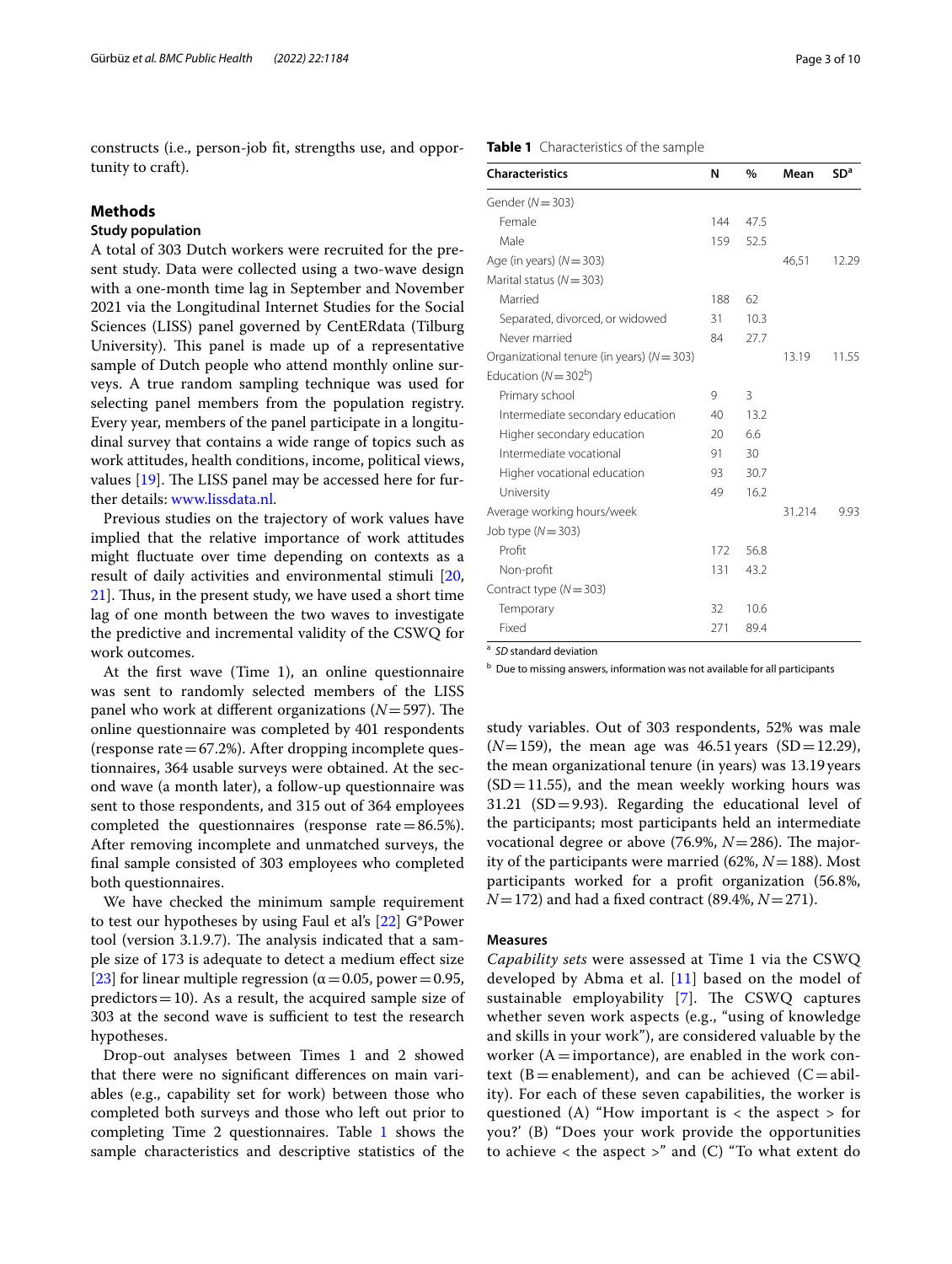constructs (i.e., person-job fit, strengths use, and opportunity to craft).

## Methods

### Study population

A total of 303 Dutch workers were recruited for the present study. Data were collected using a two-wave design with a one-month time lag in September and November 2021 via the Longitudinal Internet Studies for the Social Sciences (LISS) panel governed by CentERdata (Tilburg University). This panel is made up of a representative sample of Dutch people who attend monthly online surveys. A true random sampling technique was used for selecting panel members from the population registry. Every year, members of the panel participate in a longitudinal survey that contains a wide range of topics such as work attitudes, health conditions, income, political views, values [19]. The LISS panel may be accessed here for further details: www.lissdata.nl.

Previous studies on the trajectory of work values have implied that the relative importance of work attitudes might fluctuate over time depending on contexts as a result of daily activities and environmental stimuli [20, 21]. Thus, in the present study, we have used a short time lag of one month between the two waves to investigate the predictive and incremental validity of the CSWQ for work outcomes.

At the first wave (Time 1), an online questionnaire was sent to randomly selected members of the LISS panel who work at different organizations ($N=597$). The online questionnaire was completed by 401 respondents (response rate = 67.2%). After dropping incomplete questionnaires, 364 usable surveys were obtained. At the second wave (a month later), a follow-up questionnaire was sent to those respondents, and 315 out of 364 employees completed the questionnaires (response rate = 86.5%). After removing incomplete and unmatched surveys, the final sample consisted of 303 employees who completed both questionnaires.

We have checked the minimum sample requirement to test our hypotheses by using Faul et al's [22] G*Power tool (version 3.1.9.7). The analysis indicated that a sample size of 173 is adequate to detect a medium effect size [23] for linear multiple regression ($\alpha=0.05$, power = 0.95, predictors = 10). As a result, the acquired sample size of 303 at the second wave is sufficient to test the research hypotheses.

Drop-out analyses between Times 1 and 2 showed that there were no significant differences on main variables (e.g., capability set for work) between those who completed both surveys and those who left out prior to completing Time 2 questionnaires. Table 1 shows the sample characteristics and descriptive statistics of the study variables. Out of 303 respondents, 52% was male ($N=159$), the mean age was 46.51 years (SD = 12.29), the mean organizational tenure (in years) was 13.19 years (SD = 11.55), and the mean weekly working hours was 31.21 (SD = 9.93). Regarding the educational level of the participants; most participants held an intermediate vocational degree or above (76.9%, $N=286$). The majority of the participants were married (62%, $N=188$). Most participants worked for a profit organization (56.8%, $N=172$) and had a fixed contract (89.4%, $N=271$).

**Table 1** Characteristics of the sample

| Characteristics | N | % | Mean | SD[a] |
|---|---|---|---|---|
| Gender ($N=303$) | | | | |
| Female | 144 | 47.5 | | |
| Male | 159 | 52.5 | | |
| Age (in years) ($N=303$) | | | 46,51 | 12.29 |
| Marital status ($N=303$) | | | | |
| Married | 188 | 62 | | |
| Separated, divorced, or widowed | 31 | 10.3 | | |
| Never married | 84 | 27.7 | | |
| Organizational tenure (in years) ($N=303$) | | | 13.19 | 11.55 |
| Education ($N=302$[b]) | | | | |
| Primary school | 9 | 3 | | |
| Intermediate secondary education | 40 | 13.2 | | |
| Higher secondary education | 20 | 6.6 | | |
| Intermediate vocational | 91 | 30 | | |
| Higher vocational education | 93 | 30.7 | | |
| University | 49 | 16.2 | | |
| Average working hours/week | | | 31.214 | 9.93 |
| Job type ($N=303$) | | | | |
| Profit | 172 | 56.8 | | |
| Non-profit | 131 | 43.2 | | |
| Contract type ($N=303$) | | | | |
| Temporary | 32 | 10.6 | | |
| Fixed | 271 | 89.4 | | |

[a] *SD* standard deviation

[b] Due to missing answers, information was not available for all participants

### Measures

*Capability sets* were assessed at Time 1 via the CSWQ developed by Abma et al. [11] based on the model of sustainable employability [7]. The CSWQ captures whether seven work aspects (e.g., "using of knowledge and skills in your work"), are considered valuable by the worker (A = importance), are enabled in the work context (B = enablement), and can be achieved (C = ability). For each of these seven capabilities, the worker is questioned (A) "How important is < the aspect > for you?' (B) "Does your work provide the opportunities to achieve < the aspect >" and (C) "To what extent do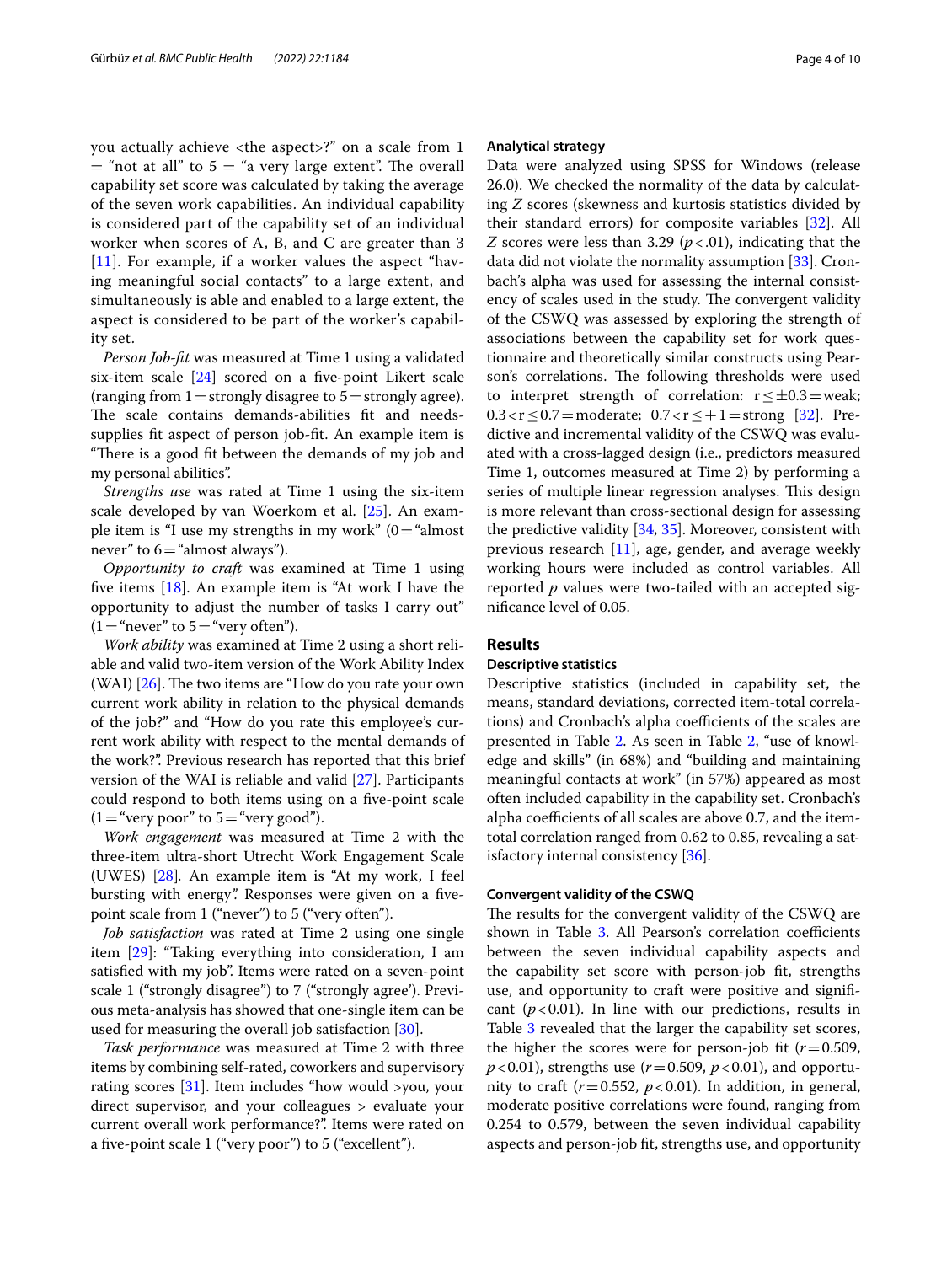you actually achieve <the aspect>?" on a scale from 1 = "not at all" to 5 = "a very large extent". The overall capability set score was calculated by taking the average of the seven work capabilities. An individual capability is considered part of the capability set of an individual worker when scores of A, B, and C are greater than 3 [11]. For example, if a worker values the aspect "having meaningful social contacts" to a large extent, and simultaneously is able and enabled to a large extent, the aspect is considered to be part of the worker's capability set.

*Person Job-fit* was measured at Time 1 using a validated six-item scale [24] scored on a five-point Likert scale (ranging from 1 = strongly disagree to 5 = strongly agree). The scale contains demands-abilities fit and needs-supplies fit aspect of person job-fit. An example item is "There is a good fit between the demands of my job and my personal abilities".

*Strengths use* was rated at Time 1 using the six-item scale developed by van Woerkom et al. [25]. An example item is "I use my strengths in my work" (0 = "almost never" to 6 = "almost always").

*Opportunity to craft* was examined at Time 1 using five items [18]. An example item is "At work I have the opportunity to adjust the number of tasks I carry out" (1 = "never" to 5 = "very often").

*Work ability* was examined at Time 2 using a short reliable and valid two-item version of the Work Ability Index (WAI) [26]. The two items are "How do you rate your own current work ability in relation to the physical demands of the job?" and "How do you rate this employee's current work ability with respect to the mental demands of the work?". Previous research has reported that this brief version of the WAI is reliable and valid [27]. Participants could respond to both items using on a five-point scale (1 = "very poor" to 5 = "very good").

*Work engagement* was measured at Time 2 with the three-item ultra-short Utrecht Work Engagement Scale (UWES) [28]. An example item is "At my work, I feel bursting with energy". Responses were given on a five-point scale from 1 ("never") to 5 ("very often").

*Job satisfaction* was rated at Time 2 using one single item [29]: "Taking everything into consideration, I am satisfied with my job". Items were rated on a seven-point scale 1 ("strongly disagree") to 7 ("strongly agree'). Previous meta-analysis has showed that one-single item can be used for measuring the overall job satisfaction [30].

*Task performance* was measured at Time 2 with three items by combining self-rated, coworkers and supervisory rating scores [31]. Item includes "how would >you, your direct supervisor, and your colleagues > evaluate your current overall work performance?". Items were rated on a five-point scale 1 ("very poor") to 5 ("excellent").

### Analytical strategy

Data were analyzed using SPSS for Windows (release 26.0). We checked the normality of the data by calculating $Z$ scores (skewness and kurtosis statistics divided by their standard errors) for composite variables [32]. All $Z$ scores were less than 3.29 ($p < .01$), indicating that the data did not violate the normality assumption [33]. Cronbach's alpha was used for assessing the internal consistency of scales used in the study. The convergent validity of the CSWQ was assessed by exploring the strength of associations between the capability set for work questionnaire and theoretically similar constructs using Pearson's correlations. The following thresholds were used to interpret strength of correlation: $r \leq \pm 0.3$ = weak; $0.3 < r \leq 0.7$ = moderate; $0.7 < r \leq +1$ = strong [32]. Predictive and incremental validity of the CSWQ was evaluated with a cross-lagged design (i.e., predictors measured Time 1, outcomes measured at Time 2) by performing a series of multiple linear regression analyses. This design is more relevant than cross-sectional design for assessing the predictive validity [34, 35]. Moreover, consistent with previous research [11], age, gender, and average weekly working hours were included as control variables. All reported $p$ values were two-tailed with an accepted significance level of 0.05.

## Results

### Descriptive statistics

Descriptive statistics (included in capability set, the means, standard deviations, corrected item-total correlations) and Cronbach's alpha coefficients of the scales are presented in Table 2. As seen in Table 2, "use of knowledge and skills" (in 68%) and "building and maintaining meaningful contacts at work" (in 57%) appeared as most often included capability in the capability set. Cronbach's alpha coefficients of all scales are above 0.7, and the item-total correlation ranged from 0.62 to 0.85, revealing a satisfactory internal consistency [36].

### Convergent validity of the CSWQ

The results for the convergent validity of the CSWQ are shown in Table 3. All Pearson's correlation coefficients between the seven individual capability aspects and the capability set score with person-job fit, strengths use, and opportunity to craft were positive and significant ($p < 0.01$). In line with our predictions, results in Table 3 revealed that the larger the capability set scores, the higher the scores were for person-job fit ($r = 0.509$, $p < 0.01$), strengths use ($r = 0.509$, $p < 0.01$), and opportunity to craft ($r = 0.552$, $p < 0.01$). In addition, in general, moderate positive correlations were found, ranging from 0.254 to 0.579, between the seven individual capability aspects and person-job fit, strengths use, and opportunity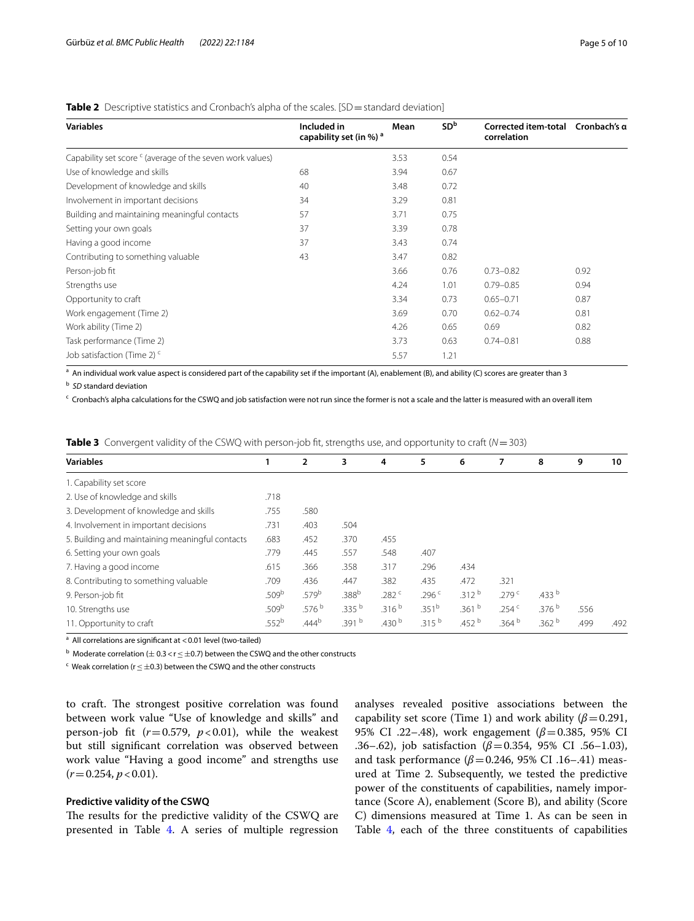**Table 2** Descriptive statistics and Cronbach's alpha of the scales. [SD = standard deviation]

| Variables | Included in capability set (in %) [a] | Mean | SD[b] | Corrected item-total correlation | Cronbach's α |
|---|---|---|---|---|---|
| Capability set score [c] (average of the seven work values) | | 3.53 | 0.54 | | |
| Use of knowledge and skills | 68 | 3.94 | 0.67 | | |
| Development of knowledge and skills | 40 | 3.48 | 0.72 | | |
| Involvement in important decisions | 34 | 3.29 | 0.81 | | |
| Building and maintaining meaningful contacts | 57 | 3.71 | 0.75 | | |
| Setting your own goals | 37 | 3.39 | 0.78 | | |
| Having a good income | 37 | 3.43 | 0.74 | | |
| Contributing to something valuable | 43 | 3.47 | 0.82 | | |
| Person-job fit | | 3.66 | 0.76 | 0.73–0.82 | 0.92 |
| Strengths use | | 4.24 | 1.01 | 0.79–0.85 | 0.94 |
| Opportunity to craft | | 3.34 | 0.73 | 0.65–0.71 | 0.87 |
| Work engagement (Time 2) | | 3.69 | 0.70 | 0.62–0.74 | 0.81 |
| Work ability (Time 2) | | 4.26 | 0.65 | 0.69 | 0.82 |
| Task performance (Time 2) | | 3.73 | 0.63 | 0.74–0.81 | 0.88 |
| Job satisfaction (Time 2) [c] | | 5.57 | 1.21 | | |

[a] An individual work value aspect is considered part of the capability set if the important (A), enablement (B), and ability (C) scores are greater than 3

[b] *SD* standard deviation

[c] Cronbach's alpha calculations for the CSWQ and job satisfaction were not run since the former is not a scale and the latter is measured with an overall item

**Table 3** Convergent validity of the CSWQ with person-job fit, strengths use, and opportunity to craft (*N* = 303)

| Variables | 1 | 2 | 3 | 4 | 5 | 6 | 7 | 8 | 9 | 10 |
|---|---|---|---|---|---|---|---|---|---|---|
| 1. Capability set score | | | | | | | | | | |
| 2. Use of knowledge and skills | .718 | | | | | | | | | |
| 3. Development of knowledge and skills | .755 | .580 | | | | | | | | |
| 4. Involvement in important decisions | .731 | .403 | .504 | | | | | | | |
| 5. Building and maintaining meaningful contacts | .683 | .452 | .370 | .455 | | | | | | |
| 6. Setting your own goals | .779 | .445 | .557 | .548 | .407 | | | | | |
| 7. Having a good income | .615 | .366 | .358 | .317 | .296 | .434 | | | | |
| 8. Contributing to something valuable | .709 | .436 | .447 | .382 | .435 | .472 | .321 | | | |
| 9. Person-job fit | .509[b] | .579[b] | .388[b] | .282[c] | .296[c] | .312[b] | .279[c] | .433[b] | | |
| 10. Strengths use | .509[b] | .576[b] | .335[b] | .316[b] | .351[b] | .361[b] | .254[c] | .376[b] | .556 | |
| 11. Opportunity to craft | .552[b] | .444[b] | .391[b] | .430[b] | .315[b] | .452[b] | .364[b] | .362[b] | .499 | .492 |

[a] All correlations are significant at < 0.01 level (two-tailed)

[b] Moderate correlation ($\pm$ 0.3 < r $\leq \pm$0.7) between the CSWQ and the other constructs

[c] Weak correlation (r $\leq \pm$0.3) between the CSWQ and the other constructs

to craft. The strongest positive correlation was found between work value "Use of knowledge and skills" and person-job fit ($r = 0.579$, $p < 0.01$), while the weakest but still significant correlation was observed between work value "Having a good income" and strengths use ($r = 0.254$, $p < 0.01$).

### Predictive validity of the CSWQ

The results for the predictive validity of the CSWQ are presented in Table 4. A series of multiple regression analyses revealed positive associations between the capability set score (Time 1) and work ability ($\beta = 0.291$, 95% CI .22–.48), work engagement ($\beta = 0.385$, 95% CI .36–.62), job satisfaction ($\beta = 0.354$, 95% CI .56–1.03), and task performance ($\beta = 0.246$, 95% CI .16–.41) measured at Time 2. Subsequently, we tested the predictive power of the constituents of capabilities, namely importance (Score A), enablement (Score B), and ability (Score C) dimensions measured at Time 1. As can be seen in Table 4, each of the three constituents of capabilities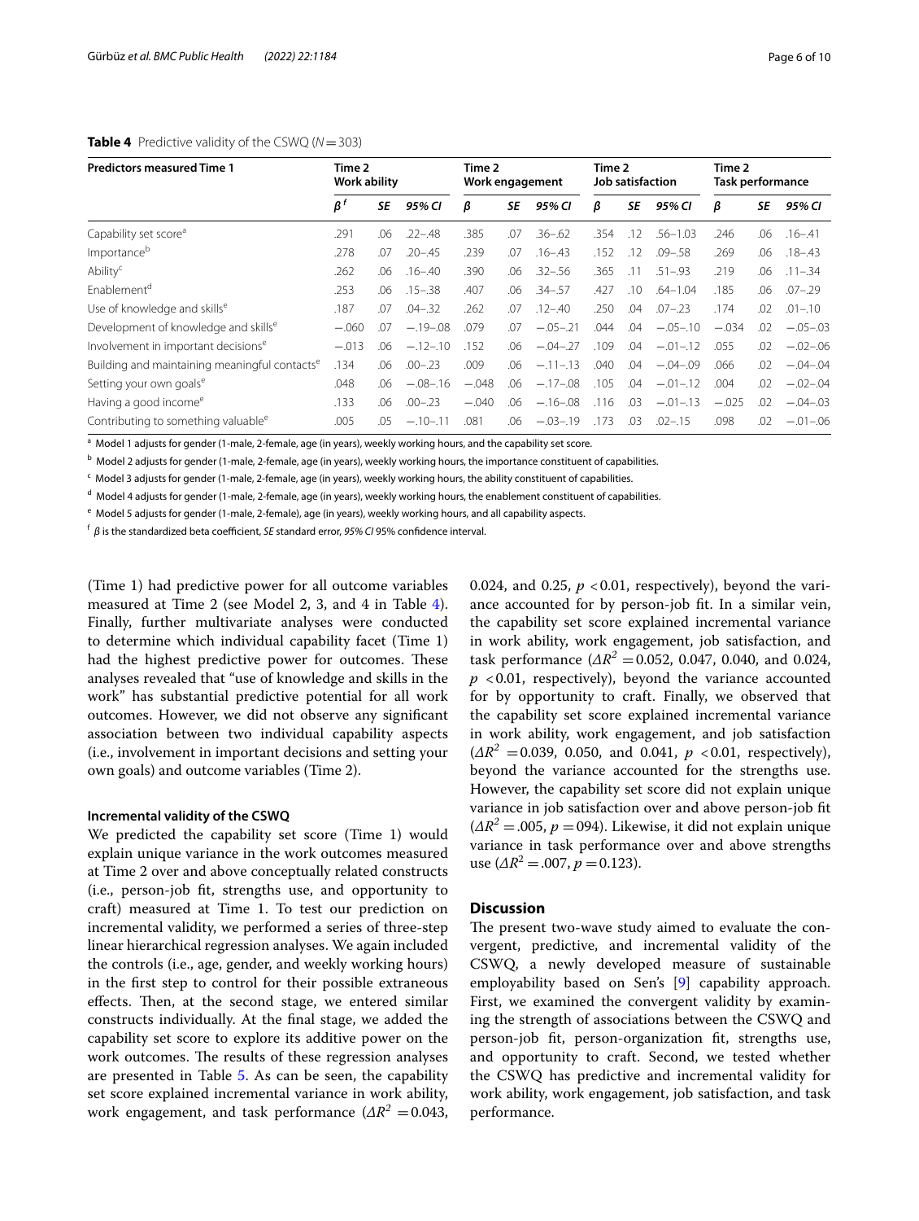**Table 4** Predictive validity of the CSWQ ($N = 303$)

| Predictors measured Time 1 | Time 2 Work ability | | | Time 2 Work engagement | | | Time 2 Job satisfaction | | | Time 2 Task performance | | |
|---|---|---|---|---|---|---|---|---|---|---|---|---|
| | *β* [f] | *SE* | *95% CI* | *β* | *SE* | *95% CI* | *β* | *SE* | *95% CI* | *β* | *SE* | *95% CI* |
| Capability set score [a] | .291 | .06 | .22–.48 | .385 | .07 | .36–.62 | .354 | .12 | .56–1.03 | .246 | .06 | .16–.41 |
| Importance [b] | .278 | .07 | .20–.45 | .239 | .07 | .16–.43 | .152 | .12 | .09–.58 | .269 | .06 | .18–.43 |
| Ability [c] | .262 | .06 | .16–.40 | .390 | .06 | .32–.56 | .365 | .11 | .51–.93 | .219 | .06 | .11–.34 |
| Enablement [d] | .253 | .06 | .15–.38 | .407 | .06 | .34–.57 | .427 | .10 | .64–1.04 | .185 | .06 | .07–.29 |
| Use of knowledge and skills [e] | .187 | .07 | .04–.32 | .262 | .07 | .12–.40 | .250 | .04 | .07–.23 | .174 | .02 | .01–.10 |
| Development of knowledge and skills [e] | −.060 | .07 | −.19–.08 | .079 | .07 | −.05–.21 | .044 | .04 | −.05–.10 | −.034 | .02 | −.05–.03 |
| Involvement in important decisions [e] | −.013 | .06 | −.12–.10 | .152 | .06 | −.04–.27 | .109 | .04 | −.01–.12 | .055 | .02 | −.02–.06 |
| Building and maintaining meaningful contacts [e] | .134 | .06 | .00–.23 | .009 | .06 | −.11–.13 | .040 | .04 | −.04–.09 | .066 | .02 | −.04–.04 |
| Setting your own goals [e] | .048 | .06 | −.08–.16 | −.048 | .06 | −.17–.08 | .105 | .04 | −.01–.12 | .004 | .02 | −.02–.04 |
| Having a good income [e] | .133 | .06 | .00–.23 | −.040 | .06 | −.16–.08 | .116 | .03 | −.01–.13 | −.025 | .02 | −.04–.03 |
| Contributing to something valuable [e] | .005 | .05 | −.10–.11 | .081 | .06 | −.03–.19 | .173 | .03 | .02–.15 | .098 | .02 | −.01–.06 |

[a] Model 1 adjusts for gender (1-male, 2-female, age (in years), weekly working hours, and the capability set score.

[b] Model 2 adjusts for gender (1-male, 2-female, age (in years), weekly working hours, the importance constituent of capabilities.

[c] Model 3 adjusts for gender (1-male, 2-female, age (in years), weekly working hours, the ability constituent of capabilities.

[d] Model 4 adjusts for gender (1-male, 2-female, age (in years), weekly working hours, the enablement constituent of capabilities.

[e] Model 5 adjusts for gender (1-male, 2-female), age (in years), weekly working hours, and all capability aspects.

[f] *β* is the standardized beta coefficient, *SE* standard error, *95% CI* 95% confidence interval.

(Time 1) had predictive power for all outcome variables measured at Time 2 (see Model 2, 3, and 4 in Table 4). Finally, further multivariate analyses were conducted to determine which individual capability facet (Time 1) had the highest predictive power for outcomes. These analyses revealed that "use of knowledge and skills in the work" has substantial predictive potential for all work outcomes. However, we did not observe any significant association between two individual capability aspects (i.e., involvement in important decisions and setting your own goals) and outcome variables (Time 2).

#### Incremental validity of the CSWQ

We predicted the capability set score (Time 1) would explain unique variance in the work outcomes measured at Time 2 over and above conceptually related constructs (i.e., person-job fit, strengths use, and opportunity to craft) measured at Time 1. To test our prediction on incremental validity, we performed a series of three-step linear hierarchical regression analyses. We again included the controls (i.e., age, gender, and weekly working hours) in the first step to control for their possible extraneous effects. Then, at the second stage, we entered similar constructs individually. At the final stage, we added the capability set score to explore its additive power on the work outcomes. The results of these regression analyses are presented in Table 5. As can be seen, the capability set score explained incremental variance in work ability, work engagement, and task performance ($\Delta R^2 = 0.043$, 0.024, and 0.25, $p < 0.01$, respectively), beyond the variance accounted for by person-job fit. In a similar vein, the capability set score explained incremental variance in work ability, work engagement, job satisfaction, and task performance ($\Delta R^2 = 0.052$, 0.047, 0.040, and 0.024, $p < 0.01$, respectively), beyond the variance accounted for by opportunity to craft. Finally, we observed that the capability set score explained incremental variance in work ability, work engagement, and job satisfaction ($\Delta R^2 = 0.039$, 0.050, and 0.041, $p < 0.01$, respectively), beyond the variance accounted for the strengths use. However, the capability set score did not explain unique variance in job satisfaction over and above person-job fit ($\Delta R^2 = .005$, $p = 094$). Likewise, it did not explain unique variance in task performance over and above strengths use ($\Delta R^2 = .007$, $p = 0.123$).

## Discussion

The present two-wave study aimed to evaluate the convergent, predictive, and incremental validity of the CSWQ, a newly developed measure of sustainable employability based on Sen's [9] capability approach. First, we examined the convergent validity by examining the strength of associations between the CSWQ and person-job fit, person-organization fit, strengths use, and opportunity to craft. Second, we tested whether the CSWQ has predictive and incremental validity for work ability, work engagement, job satisfaction, and task performance.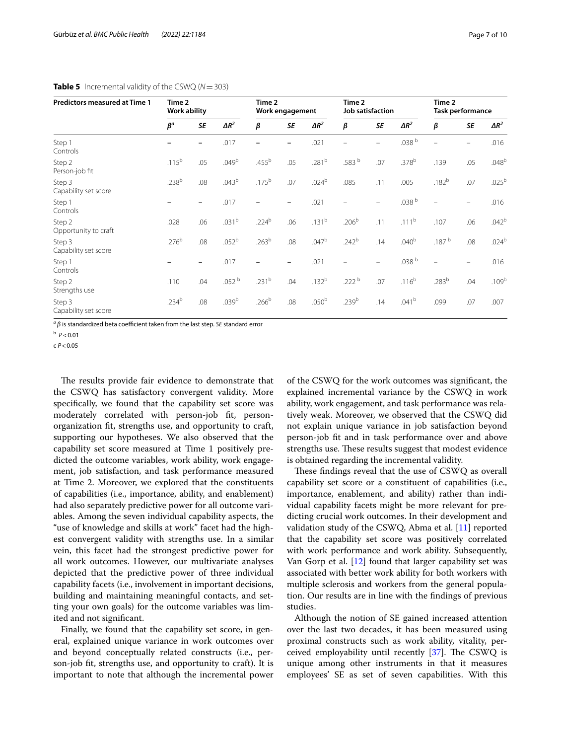**Table 5** Incremental validity of the CSWQ ($N = 303$)

| Predictors measured at Time 1 | Time 2 Work ability | | | Time 2 Work engagement | | | Time 2 Job satisfaction | | | Time 2 Task performance | | |
|---|---|---|---|---|---|---|---|---|---|---|---|---|
| | $\beta^a$ | *SE* | $\Delta R^2$ | $\beta$ | *SE* | $\Delta R^2$ | $\beta$ | *SE* | $\Delta R^2$ | $\beta$ | *SE* | $\Delta R^2$ |
| Step 1 Controls | – | – | .017 | – | – | .021 | – | – | .038 [b] | – | – | .016 |
| Step 2 Person-job fit | .115[b] | .05 | .049[b] | .455[b] | .05 | .281[b] | .583 [b] | .07 | .378[b] | .139 | .05 | .048[b] |
| Step 3 Capability set score | .238[b] | .08 | .043[b] | .175[b] | .07 | .024[b] | .085 | .11 | .005 | .182[b] | .07 | .025[b] |
| Step 1 Controls | – | – | .017 | – | – | .021 | – | – | .038 [b] | – | – | .016 |
| Step 2 Opportunity to craft | .028 | .06 | .031[b] | .224[b] | .06 | .131[b] | .206[b] | .11 | .111[b] | .107 | .06 | .042[b] |
| Step 3 Capability set score | .276[b] | .08 | .052[b] | .263[b] | .08 | .047[b] | .242[b] | .14 | .040[b] | .187 [b] | .08 | .024[b] |
| Step 1 Controls | – | – | .017 | – | – | .021 | – | – | .038 [b] | – | – | .016 |
| Step 2 Strengths use | .110 | .04 | .052 [b] | .231[b] | .04 | .132[b] | .222 [b] | .07 | .116[b] | .283[b] | .04 | .109[b] |
| Step 3 Capability set score | .234[b] | .08 | .039[b] | .266[b] | .08 | .050[b] | .239[b] | .14 | .041[b] | .099 | .07 | .007 |

[a] $\beta$ is standardized beta coefficient taken from the last step. *SE* standard error

[b] $P < 0.01$

c $P < 0.05$

The results provide fair evidence to demonstrate that the CSWQ has satisfactory convergent validity. More specifically, we found that the capability set score was moderately correlated with person-job fit, person-organization fit, strengths use, and opportunity to craft, supporting our hypotheses. We also observed that the capability set score measured at Time 1 positively predicted the outcome variables, work ability, work engagement, job satisfaction, and task performance measured at Time 2. Moreover, we explored that the constituents of capabilities (i.e., importance, ability, and enablement) had also separately predictive power for all outcome variables. Among the seven individual capability aspects, the "use of knowledge and skills at work" facet had the highest convergent validity with strengths use. In a similar vein, this facet had the strongest predictive power for all work outcomes. However, our multivariate analyses depicted that the predictive power of three individual capability facets (i.e., involvement in important decisions, building and maintaining meaningful contacts, and setting your own goals) for the outcome variables was limited and not significant.

Finally, we found that the capability set score, in general, explained unique variance in work outcomes over and beyond conceptually related constructs (i.e., person-job fit, strengths use, and opportunity to craft). It is important to note that although the incremental power of the CSWQ for the work outcomes was significant, the explained incremental variance by the CSWQ in work ability, work engagement, and task performance was relatively weak. Moreover, we observed that the CSWQ did not explain unique variance in job satisfaction beyond person-job fit and in task performance over and above strengths use. These results suggest that modest evidence is obtained regarding the incremental validity.

These findings reveal that the use of CSWQ as overall capability set score or a constituent of capabilities (i.e., importance, enablement, and ability) rather than individual capability facets might be more relevant for predicting crucial work outcomes. In their development and validation study of the CSWQ, Abma et al. [11] reported that the capability set score was positively correlated with work performance and work ability. Subsequently, Van Gorp et al. [12] found that larger capability set was associated with better work ability for both workers with multiple sclerosis and workers from the general population. Our results are in line with the findings of previous studies.

Although the notion of SE gained increased attention over the last two decades, it has been measured using proximal constructs such as work ability, vitality, perceived employability until recently [37]. The CSWQ is unique among other instruments in that it measures employees' SE as set of seven capabilities. With this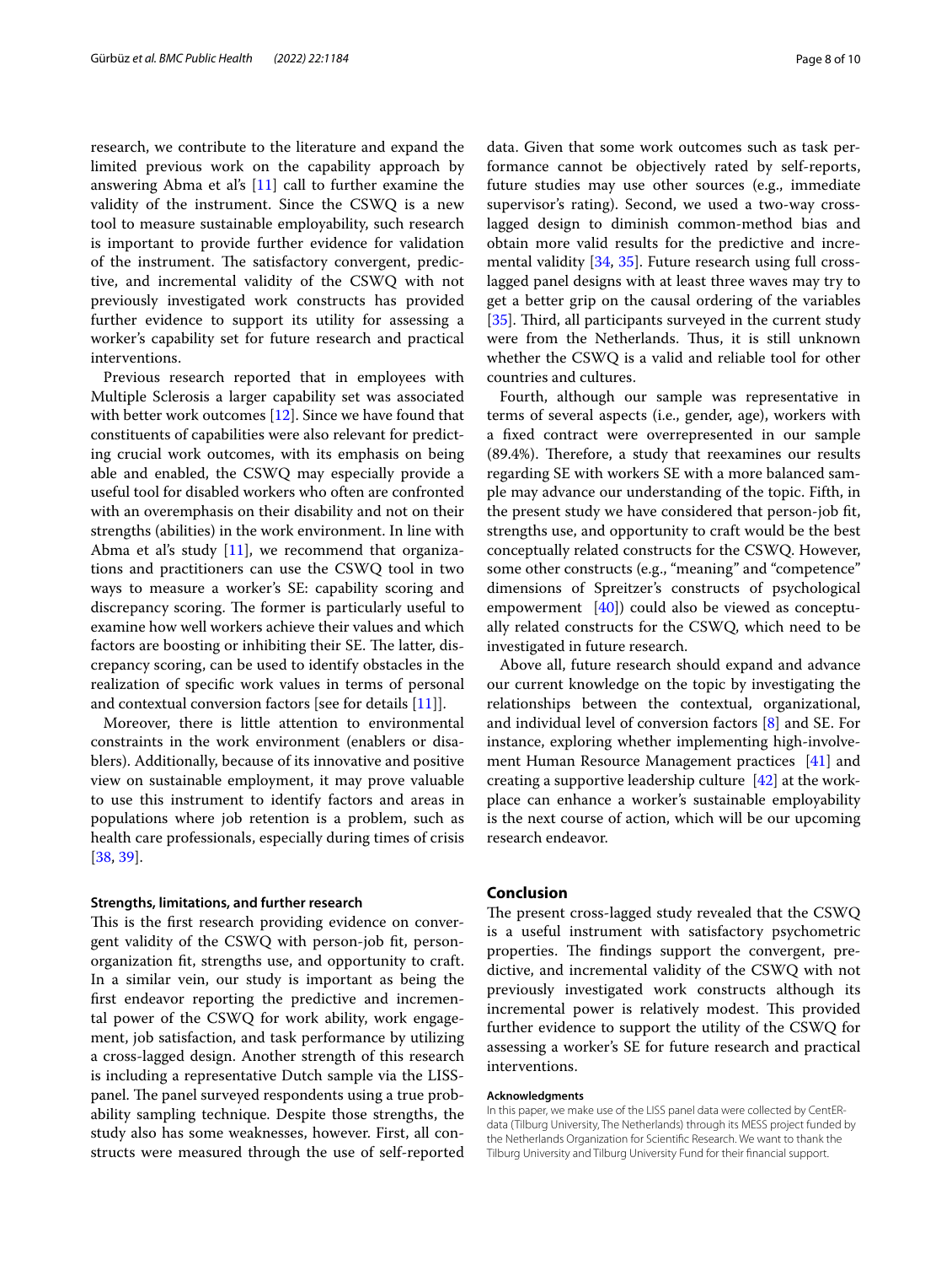research, we contribute to the literature and expand the limited previous work on the capability approach by answering Abma et al's [11] call to further examine the validity of the instrument. Since the CSWQ is a new tool to measure sustainable employability, such research is important to provide further evidence for validation of the instrument. The satisfactory convergent, predictive, and incremental validity of the CSWQ with not previously investigated work constructs has provided further evidence to support its utility for assessing a worker's capability set for future research and practical interventions.

Previous research reported that in employees with Multiple Sclerosis a larger capability set was associated with better work outcomes [12]. Since we have found that constituents of capabilities were also relevant for predicting crucial work outcomes, with its emphasis on being able and enabled, the CSWQ may especially provide a useful tool for disabled workers who often are confronted with an overemphasis on their disability and not on their strengths (abilities) in the work environment. In line with Abma et al's study [11], we recommend that organizations and practitioners can use the CSWQ tool in two ways to measure a worker's SE: capability scoring and discrepancy scoring. The former is particularly useful to examine how well workers achieve their values and which factors are boosting or inhibiting their SE. The latter, discrepancy scoring, can be used to identify obstacles in the realization of specific work values in terms of personal and contextual conversion factors [see for details [11]].

Moreover, there is little attention to environmental constraints in the work environment (enablers or disablers). Additionally, because of its innovative and positive view on sustainable employment, it may prove valuable to use this instrument to identify factors and areas in populations where job retention is a problem, such as health care professionals, especially during times of crisis [38, 39].

### Strengths, limitations, and further research

This is the first research providing evidence on convergent validity of the CSWQ with person-job fit, person-organization fit, strengths use, and opportunity to craft. In a similar vein, our study is important as being the first endeavor reporting the predictive and incremental power of the CSWQ for work ability, work engagement, job satisfaction, and task performance by utilizing a cross-lagged design. Another strength of this research is including a representative Dutch sample via the LISS-panel. The panel surveyed respondents using a true probability sampling technique. Despite those strengths, the study also has some weaknesses, however. First, all constructs were measured through the use of self-reported data. Given that some work outcomes such as task performance cannot be objectively rated by self-reports, future studies may use other sources (e.g., immediate supervisor's rating). Second, we used a two-way cross-lagged design to diminish common-method bias and obtain more valid results for the predictive and incremental validity [34, 35]. Future research using full cross-lagged panel designs with at least three waves may try to get a better grip on the causal ordering of the variables [35]. Third, all participants surveyed in the current study were from the Netherlands. Thus, it is still unknown whether the CSWQ is a valid and reliable tool for other countries and cultures.

Fourth, although our sample was representative in terms of several aspects (i.e., gender, age), workers with a fixed contract were overrepresented in our sample (89.4%). Therefore, a study that reexamines our results regarding SE with workers SE with a more balanced sample may advance our understanding of the topic. Fifth, in the present study we have considered that person-job fit, strengths use, and opportunity to craft would be the best conceptually related constructs for the CSWQ. However, some other constructs (e.g., "meaning" and "competence" dimensions of Spreitzer's constructs of psychological empowerment [40]) could also be viewed as conceptually related constructs for the CSWQ, which need to be investigated in future research.

Above all, future research should expand and advance our current knowledge on the topic by investigating the relationships between the contextual, organizational, and individual level of conversion factors [8] and SE. For instance, exploring whether implementing high-involvement Human Resource Management practices [41] and creating a supportive leadership culture [42] at the workplace can enhance a worker's sustainable employability is the next course of action, which will be our upcoming research endeavor.

## Conclusion

The present cross-lagged study revealed that the CSWQ is a useful instrument with satisfactory psychometric properties. The findings support the convergent, predictive, and incremental validity of the CSWQ with not previously investigated work constructs although its incremental power is relatively modest. This provided further evidence to support the utility of the CSWQ for assessing a worker's SE for future research and practical interventions.

#### Acknowledgments

In this paper, we make use of the LISS panel data were collected by CentERdata (Tilburg University, The Netherlands) through its MESS project funded by the Netherlands Organization for Scientific Research. We want to thank the Tilburg University and Tilburg University Fund for their financial support.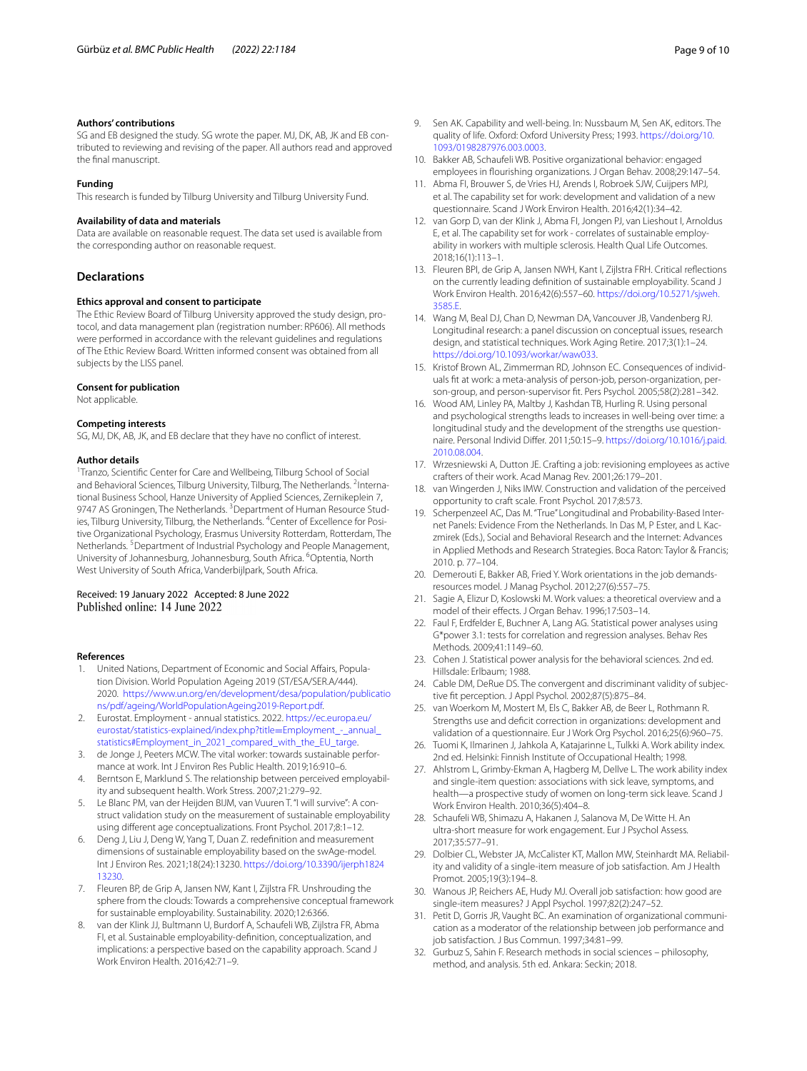#### Authors' contributions

SG and EB designed the study. SG wrote the paper. MJ, DK, AB, JK and EB contributed to reviewing and revising of the paper. All authors read and approved the final manuscript.

#### Funding

This research is funded by Tilburg University and Tilburg University Fund.

#### Availability of data and materials

Data are available on reasonable request. The data set used is available from the corresponding author on reasonable request.

## Declarations

#### Ethics approval and consent to participate

The Ethic Review Board of Tilburg University approved the study design, protocol, and data management plan (registration number: RP606). All methods were performed in accordance with the relevant guidelines and regulations of The Ethic Review Board. Written informed consent was obtained from all subjects by the LISS panel.

#### Consent for publication

Not applicable.

#### Competing interests

SG, MJ, DK, AB, JK, and EB declare that they have no conflict of interest.

#### Author details

[1]Tranzo, Scientific Center for Care and Wellbeing, Tilburg School of Social and Behavioral Sciences, Tilburg University, Tilburg, The Netherlands. [2]International Business School, Hanze University of Applied Sciences, Zernikeplein 7, 9747 AS Groningen, The Netherlands. [3]Department of Human Resource Studies, Tilburg University, Tilburg, the Netherlands. [4]Center of Excellence for Positive Organizational Psychology, Erasmus University Rotterdam, Rotterdam, The Netherlands. [5]Department of Industrial Psychology and People Management, University of Johannesburg, Johannesburg, South Africa. [6]Optentia, North West University of South Africa, Vanderbijlpark, South Africa.

Received: 19 January 2022 Accepted: 8 June 2022
Published online: 14 June 2022

#### References

1. United Nations, Department of Economic and Social Affairs, Population Division. World Population Ageing 2019 (ST/ESA/SER.A/444). 2020. https://www.un.org/en/development/desa/population/publications/pdf/ageing/WorldPopulationAgeing2019-Report.pdf.
2. Eurostat. Employment - annual statistics. 2022. https://ec.europa.eu/eurostat/statistics-explained/index.php?title=Employment_-_annual_statistics#Employment_in_2021_compared_with_the_EU_targe.
3. de Jonge J, Peeters MCW. The vital worker: towards sustainable performance at work. Int J Environ Res Public Health. 2019;16:910–6.
4. Berntson E, Marklund S. The relationship between perceived employability and subsequent health. Work Stress. 2007;21:279–92.
5. Le Blanc PM, van der Heijden BIJM, van Vuuren T. "I will survive": A construct validation study on the measurement of sustainable employability using different age conceptualizations. Front Psychol. 2017;8:1–12.
6. Deng J, Liu J, Deng W, Yang T, Duan Z. redefinition and measurement dimensions of sustainable employability based on the swAge-model. Int J Environ Res. 2021;18(24):13230. https://doi.org/10.3390/ijerph182413230.
7. Fleuren BP, de Grip A, Jansen NW, Kant I, Zijlstra FR. Unshrouding the sphere from the clouds: Towards a comprehensive conceptual framework for sustainable employability. Sustainability. 2020;12:6366.
8. van der Klink JJ, Bultmann U, Burdorf A, Schaufeli WB, Zijlstra FR, Abma FI, et al. Sustainable employability-definition, conceptualization, and implications: a perspective based on the capability approach. Scand J Work Environ Health. 2016;42:71–9.
9. Sen AK. Capability and well-being. In: Nussbaum M, Sen AK, editors. The quality of life. Oxford: Oxford University Press; 1993. https://doi.org/10.1093/0198287976.003.0003.
10. Bakker AB, Schaufeli WB. Positive organizational behavior: engaged employees in flourishing organizations. J Organ Behav. 2008;29:147–54.
11. Abma FI, Brouwer S, de Vries HJ, Arends I, Robroek SJW, Cuijpers MPJ, et al. The capability set for work: development and validation of a new questionnaire. Scand J Work Environ Health. 2016;42(1):34–42.
12. van Gorp D, van der Klink J, Abma FI, Jongen PJ, van Lieshout I, Arnoldus E, et al. The capability set for work - correlates of sustainable employability in workers with multiple sclerosis. Health Qual Life Outcomes. 2018;16(1):113–1.
13. Fleuren BPI, de Grip A, Jansen NWH, Kant I, Zijlstra FRH. Critical reflections on the currently leading definition of sustainable employability. Scand J Work Environ Health. 2016;42(6):557–60. https://doi.org/10.5271/sjweh.3585.E.
14. Wang M, Beal DJ, Chan D, Newman DA, Vancouver JB, Vandenberg RJ. Longitudinal research: a panel discussion on conceptual issues, research design, and statistical techniques. Work Aging Retire. 2017;3(1):1–24. https://doi.org/10.1093/workar/waw033.
15. Kristof Brown AL, Zimmerman RD, Johnson EC. Consequences of individuals fit at work: a meta-analysis of person-job, person-organization, person-group, and person-supervisor fit. Pers Psychol. 2005;58(2):281–342.
16. Wood AM, Linley PA, Maltby J, Kashdan TB, Hurling R. Using personal and psychological strengths leads to increases in well-being over time: a longitudinal study and the development of the strengths use questionnaire. Personal Individ Differ. 2011;50:15–9. https://doi.org/10.1016/j.paid.2010.08.004.
17. Wrzesniewski A, Dutton JE. Crafting a job: revisioning employees as active crafters of their work. Acad Manag Rev. 2001;26:179–201.
18. van Wingerden J, Niks IMW. Construction and validation of the perceived opportunity to craft scale. Front Psychol. 2017;8:573.
19. Scherpenzeel AC, Das M. "True" Longitudinal and Probability-Based Internet Panels: Evidence From the Netherlands. In Das M, P Ester, and L Kaczmirek (Eds.), Social and Behavioral Research and the Internet: Advances in Applied Methods and Research Strategies. Boca Raton: Taylor & Francis; 2010. p. 77–104.
20. Demerouti E, Bakker AB, Fried Y. Work orientations in the job demands-resources model. J Manag Psychol. 2012;27(6):557–75.
21. Sagie A, Elizur D, Koslowski M. Work values: a theoretical overview and a model of their effects. J Organ Behav. 1996;17:503–14.
22. Faul F, Erdfelder E, Buchner A, Lang AG. Statistical power analyses using G*power 3.1: tests for correlation and regression analyses. Behav Res Methods. 2009;41:1149–60.
23. Cohen J. Statistical power analysis for the behavioral sciences. 2nd ed. Hillsdale: Erlbaum; 1988.
24. Cable DM, DeRue DS. The convergent and discriminant validity of subjective fit perception. J Appl Psychol. 2002;87(5):875–84.
25. van Woerkom M, Mostert M, Els C, Bakker AB, de Beer L, Rothmann R. Strengths use and deficit correction in organizations: development and validation of a questionnaire. Eur J Work Org Psychol. 2016;25(6):960–75.
26. Tuomi K, Ilmarinen J, Jahkola A, Katajarinne L, Tulkki A. Work ability index. 2nd ed. Helsinki: Finnish Institute of Occupational Health; 1998.
27. Ahlstrom L, Grimby-Ekman A, Hagberg M, Dellve L. The work ability index and single-item question: associations with sick leave, symptoms, and health—a prospective study of women on long-term sick leave. Scand J Work Environ Health. 2010;36(5):404–8.
28. Schaufeli WB, Shimazu A, Hakanen J, Salanova M, De Witte H. An ultra-short measure for work engagement. Eur J Psychol Assess. 2017;35:577–91.
29. Dolbier CL, Webster JA, McCalister KT, Mallon MW, Steinhardt MA. Reliability and validity of a single-item measure of job satisfaction. Am J Health Promot. 2005;19(3):194–8.
30. Wanous JP, Reichers AE, Hudy MJ. Overall job satisfaction: how good are single-item measures? J Appl Psychol. 1997;82(2):247–52.
31. Petit D, Gorris JR, Vaught BC. An examination of organizational communication as a moderator of the relationship between job performance and job satisfaction. J Bus Commun. 1997;34:81–99.
32. Gurbuz S, Sahin F. Research methods in social sciences – philosophy, method, and analysis. 5th ed. Ankara: Seckin; 2018.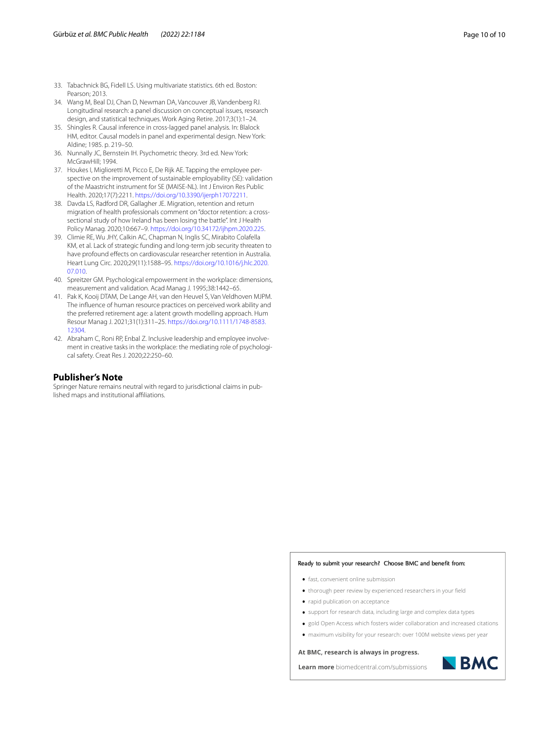33. Tabachnick BG, Fidell LS. Using multivariate statistics. 6th ed. Boston: Pearson; 2013.
34. Wang M, Beal DJ, Chan D, Newman DA, Vancouver JB, Vandenberg RJ. Longitudinal research: a panel discussion on conceptual issues, research design, and statistical techniques. Work Aging Retire. 2017;3(1):1–24.
35. Shingles R. Causal inference in cross-lagged panel analysis. In: Blalock HM, editor. Causal models in panel and experimental design. New York: Aldine; 1985. p. 219–50.
36. Nunnally JC, Bernstein IH. Psychometric theory. 3rd ed. New York: McGrawHill; 1994.
37. Houkes I, Miglioretti M, Picco E, De Rijk AE. Tapping the employee perspective on the improvement of sustainable employability (SE): validation of the Maastricht instrument for SE (MAISE-NL). Int J Environ Res Public Health. 2020;17(7):2211. https://doi.org/10.3390/ijerph17072211.
38. Davda LS, Radford DR, Gallagher JE. Migration, retention and return migration of health professionals comment on "doctor retention: a cross-sectional study of how Ireland has been losing the battle". Int J Health Policy Manag. 2020;10:667–9. https://doi.org/10.34172/ijhpm.2020.225.
39. Climie RE, Wu JHY, Calkin AC, Chapman N, Inglis SC, Mirabito Colafella KM, et al. Lack of strategic funding and long-term job security threaten to have profound effects on cardiovascular researcher retention in Australia. Heart Lung Circ. 2020;29(11):1588–95. https://doi.org/10.1016/j.hlc.2020.07.010.
40. Spreitzer GM. Psychological empowerment in the workplace: dimensions, measurement and validation. Acad Manag J. 1995;38:1442–65.
41. Pak K, Kooij DTAM, De Lange AH, van den Heuvel S, Van Veldhoven MJPM. The influence of human resource practices on perceived work ability and the preferred retirement age: a latent growth modelling approach. Hum Resour Manag J. 2021;31(1):311–25. https://doi.org/10.1111/1748-8583.12304.
42. Abraham C, Roni RP, Enbal Z. Inclusive leadership and employee involvement in creative tasks in the workplace: the mediating role of psychological safety. Creat Res J. 2020;22:250–60.

## Publisher's Note

Springer Nature remains neutral with regard to jurisdictional claims in published maps and institutional affiliations.

Ready to submit your research? Choose BMC and benefit from:

- fast, convenient online submission
- thorough peer review by experienced researchers in your field
- rapid publication on acceptance
- support for research data, including large and complex data types
- gold Open Access which fosters wider collaboration and increased citations
- maximum visibility for your research: over 100M website views per year

**At BMC, research is always in progress.**

**Learn more** biomedcentral.com/submissions

BMC